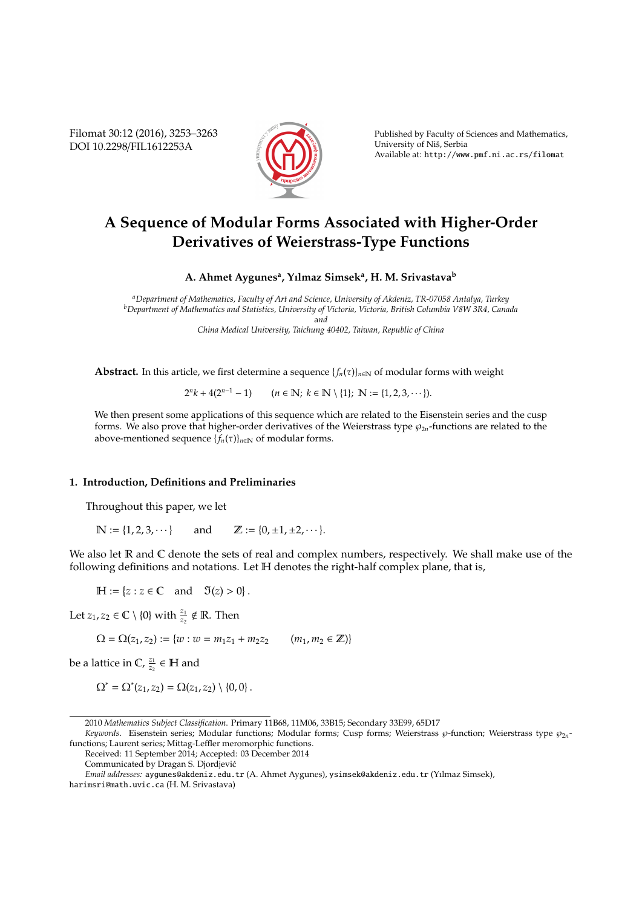# A Sequence of Modular Forms Associated with Higher-Order Derivatives of Weierstrass-Type Functions

**A. Ahmet Aygunes[a], Yılmaz Simsek[a], H. M. Srivastava[b]**

[a]*Department of Mathematics, Faculty of Art and Science, University of Akdeniz, TR-07058 Antalya, Turkey*
[b]*Department of Mathematics and Statistics, University of Victoria, Victoria, British Columbia V8W 3R4, Canada*
*and*
*China Medical University, Taichung 40402, Taiwan, Republic of China*

**Abstract.** In this article, we first determine a sequence $\{f_n(\tau)\}_{n\in\mathbb{N}}$ of modular forms with weight

$$2^n k + 4(2^{n-1} - 1) \qquad (n \in \mathbb{N};\ k \in \mathbb{N} \setminus \{1\};\ \mathbb{N} := \{1, 2, 3, \cdots\}).$$

We then present some applications of this sequence which are related to the Eisenstein series and the cusp forms. We also prove that higher-order derivatives of the Weierstrass type $\wp_{2n}$-functions are related to the above-mentioned sequence $\{f_n(\tau)\}_{n\in\mathbb{N}}$ of modular forms.

## 1. Introduction, Definitions and Preliminaries

Throughout this paper, we let

$$\mathbb{N} := \{1, 2, 3, \cdots\} \qquad \text{and} \qquad \mathbb{Z} := \{0, \pm 1, \pm 2, \cdots\}.$$

We also let $\mathbb{R}$ and $\mathbb{C}$ denote the sets of real and complex numbers, respectively. We shall make use of the following definitions and notations. Let $\mathbb{H}$ denotes the right-half complex plane, that is,

$$\mathbb{H} := \{z : z \in \mathbb{C} \quad \text{and} \quad \Im(z) > 0\}.$$

Let $z_1, z_2 \in \mathbb{C} \setminus \{0\}$ with $\frac{z_1}{z_2} \notin \mathbb{R}$. Then

$$\Omega = \Omega(z_1, z_2) := \{w : w = m_1 z_1 + m_2 z_2 \qquad (m_1, m_2 \in \mathbb{Z})\}$$

be a lattice in $\mathbb{C}$, $\frac{z_1}{z_2} \in \mathbb{H}$ and

$$\Omega^* = \Omega^*(z_1, z_2) = \Omega(z_1, z_2) \setminus \{0, 0\}.$$

---

2010 *Mathematics Subject Classification*. Primary 11B68, 11M06, 33B15; Secondary 33E99, 65D17

*Keywords*. Eisenstein series; Modular functions; Modular forms; Cusp forms; Weierstrass $\wp$-function; Weierstrass type $\wp_{2n}$-functions; Laurent series; Mittag-Leffler meromorphic functions.

Received: 11 September 2014; Accepted: 03 December 2014

Communicated by Dragan S. Djordjević

*Email addresses:* aygunes@akdeniz.edu.tr (A. Ahmet Aygunes), ysimsek@akdeniz.edu.tr (Yılmaz Simsek), harimsri@math.uvic.ca (H. M. Srivastava)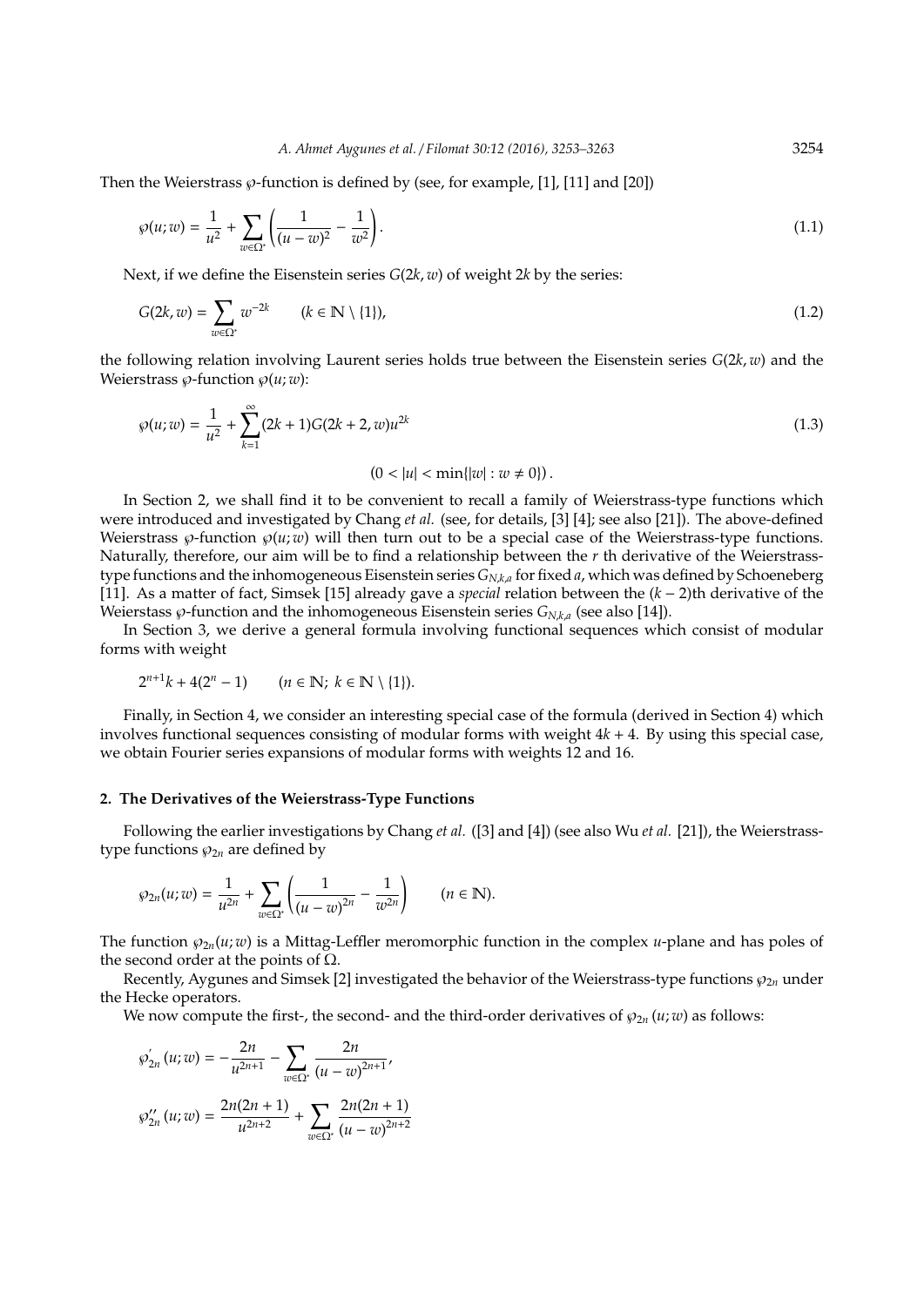Then the Weierstrass $\wp$-function is defined by (see, for example, [1], [11] and [20])

$$\wp(u;w) = \frac{1}{u^2} + \sum_{w\in\Omega^*}\left(\frac{1}{(u-w)^2} - \frac{1}{w^2}\right). \tag{1.1}$$

Next, if we define the Eisenstein series $G(2k, w)$ of weight $2k$ by the series:

$$G(2k,w) = \sum_{w\in\Omega^*} w^{-2k} \qquad (k \in \mathbb{N}\setminus\{1\}), \tag{1.2}$$

the following relation involving Laurent series holds true between the Eisenstein series $G(2k, w)$ and the Weierstrass $\wp$-function $\wp(u; w)$:

$$\wp(u;w) = \frac{1}{u^2} + \sum_{k=1}^{\infty}(2k+1)G(2k+2,w)u^{2k} \tag{1.3}$$

$$\left(0 < |u| < \min\{|w| : w \neq 0\}\right).$$

In Section 2, we shall find it to be convenient to recall a family of Weierstrass-type functions which were introduced and investigated by Chang *et al.* (see, for details, [3] [4]; see also [21]). The above-defined Weierstrass $\wp$-function $\wp(u; w)$ will then turn out to be a special case of the Weierstrass-type functions. Naturally, therefore, our aim will be to find a relationship between the $r$ th derivative of the Weierstrass-type functions and the inhomogeneous Eisenstein series $G_{N,k,a}$ for fixed $a$, which was defined by Schoeneberg [11]. As a matter of fact, Simsek [15] already gave a *special* relation between the $(k-2)$th derivative of the Weierstass $\wp$-function and the inhomogeneous Eisenstein series $G_{N,k,a}$ (see also [14]).

In Section 3, we derive a general formula involving functional sequences which consist of modular forms with weight

$$2^{n+1}k + 4(2^n - 1) \qquad (n \in \mathbb{N};\ k \in \mathbb{N}\setminus\{1\}).$$

Finally, in Section 4, we consider an interesting special case of the formula (derived in Section 4) which involves functional sequences consisting of modular forms with weight $4k + 4$. By using this special case, we obtain Fourier series expansions of modular forms with weights 12 and 16.

## 2. The Derivatives of the Weierstrass-Type Functions

Following the earlier investigations by Chang *et al.* ([3] and [4]) (see also Wu *et al.* [21]), the Weierstrass-type functions $\wp_{2n}$ are defined by

$$\wp_{2n}(u;w) = \frac{1}{u^{2n}} + \sum_{w\in\Omega^*}\left(\frac{1}{(u-w)^{2n}} - \frac{1}{w^{2n}}\right) \qquad (n \in \mathbb{N}).$$

The function $\wp_{2n}(u; w)$ is a Mittag-Leffler meromorphic function in the complex $u$-plane and has poles of the second order at the points of $\Omega$.

Recently, Aygunes and Simsek [2] investigated the behavior of the Weierstrass-type functions $\wp_{2n}$ under the Hecke operators.

We now compute the first-, the second- and the third-order derivatives of $\wp_{2n}(u; w)$ as follows:

$$\wp_{2n}'(u;w) = -\frac{2n}{u^{2n+1}} - \sum_{w\in\Omega^*}\frac{2n}{(u-w)^{2n+1}},$$

$$\wp_{2n}''(u;w) = \frac{2n(2n+1)}{u^{2n+2}} + \sum_{w\in\Omega^*}\frac{2n(2n+1)}{(u-w)^{2n+2}}$$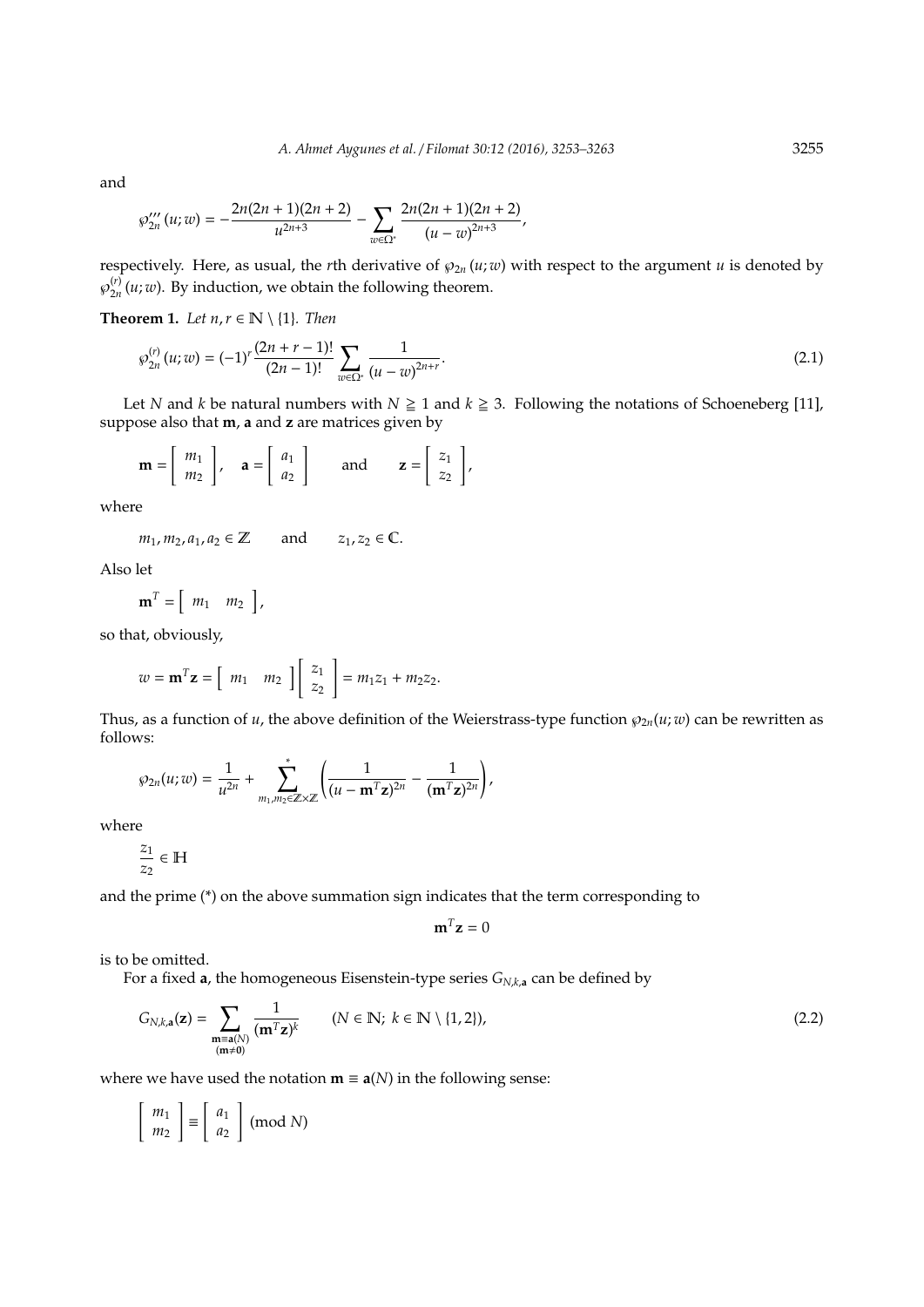and

$$\wp_{2n}'''(u;w) = -\frac{2n(2n+1)(2n+2)}{u^{2n+3}} - \sum_{w\in\Omega^*} \frac{2n(2n+1)(2n+2)}{(u-w)^{2n+3}},$$

respectively. Here, as usual, the $r$th derivative of $\wp_{2n}(u;w)$ with respect to the argument $u$ is denoted by $\wp_{2n}^{(r)}(u;w)$. By induction, we obtain the following theorem.

**Theorem 1.** *Let $n, r \in \mathbb{N} \setminus \{1\}$. Then*

$$\wp_{2n}^{(r)}(u;w) = (-1)^r \frac{(2n+r-1)!}{(2n-1)!} \sum_{w\in\Omega^*} \frac{1}{(u-w)^{2n+r}}. \tag{2.1}$$

Let $N$ and $k$ be natural numbers with $N \geqq 1$ and $k \geqq 3$. Following the notations of Schoeneberg [11], suppose also that $\mathbf{m}$, $\mathbf{a}$ and $\mathbf{z}$ are matrices given by

$$\mathbf{m} = \begin{bmatrix} m_1 \\ m_2 \end{bmatrix}, \quad \mathbf{a} = \begin{bmatrix} a_1 \\ a_2 \end{bmatrix} \quad \text{and} \quad \mathbf{z} = \begin{bmatrix} z_1 \\ z_2 \end{bmatrix},$$

where

$$m_1, m_2, a_1, a_2 \in \mathbb{Z} \quad \text{and} \quad z_1, z_2 \in \mathbb{C}.$$

Also let

$$\mathbf{m}^T = \begin{bmatrix} m_1 & m_2 \end{bmatrix},$$

so that, obviously,

$$w = \mathbf{m}^T\mathbf{z} = \begin{bmatrix} m_1 & m_2 \end{bmatrix} \begin{bmatrix} z_1 \\ z_2 \end{bmatrix} = m_1 z_1 + m_2 z_2.$$

Thus, as a function of $u$, the above definition of the Weierstrass-type function $\wp_{2n}(u;w)$ can be rewritten as follows:

$$\wp_{2n}(u;w) = \frac{1}{u^{2n}} + \sum_{m_1,m_2\in\mathbb{Z}\times\mathbb{Z}}^{*} \left( \frac{1}{(u-\mathbf{m}^T\mathbf{z})^{2n}} - \frac{1}{(\mathbf{m}^T\mathbf{z})^{2n}} \right),$$

where

$$\frac{z_1}{z_2} \in \mathbb{H}$$

and the prime (*) on the above summation sign indicates that the term corresponding to

$$\mathbf{m}^T\mathbf{z} = 0$$

is to be omitted.

For a fixed $\mathbf{a}$, the homogeneous Eisenstein-type series $G_{N,k,\mathbf{a}}$ can be defined by

$$G_{N,k,\mathbf{a}}(\mathbf{z}) = \sum_{\substack{\mathbf{m}\equiv\mathbf{a}(N) \\ (\mathbf{m}\neq\mathbf{0})}} \frac{1}{(\mathbf{m}^T\mathbf{z})^k} \qquad (N \in \mathbb{N};\ k \in \mathbb{N} \setminus \{1, 2\}), \tag{2.2}$$

where we have used the notation $\mathbf{m} \equiv \mathbf{a}(N)$ in the following sense:

$$\begin{bmatrix} m_1 \\ m_2 \end{bmatrix} \equiv \begin{bmatrix} a_1 \\ a_2 \end{bmatrix} \pmod N$$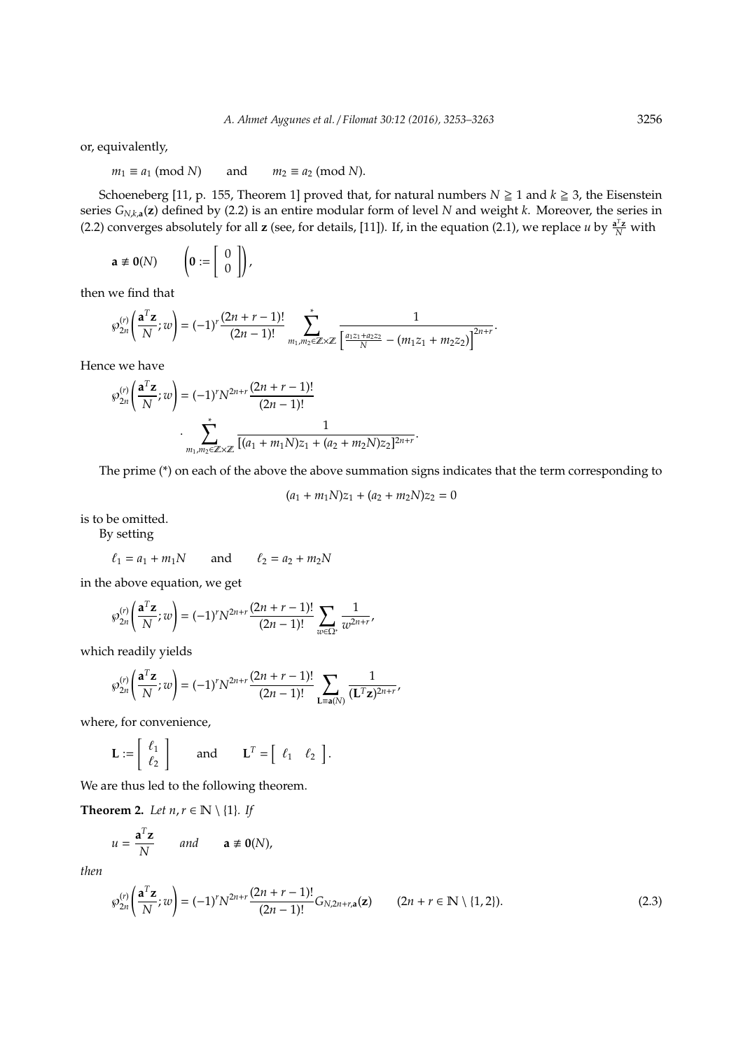or, equivalently,

$$m_1 \equiv a_1 \pmod{N} \qquad \text{and} \qquad m_2 \equiv a_2 \pmod{N}.$$

Schoeneberg [11, p. 155, Theorem 1] proved that, for natural numbers $N \geqq 1$ and $k \geqq 3$, the Eisenstein series $G_{N,k,\mathbf{a}}(\mathbf{z})$ defined by (2.2) is an entire modular form of level $N$ and weight $k$. Moreover, the series in (2.2) converges absolutely for all $\mathbf{z}$ (see, for details, [11]). If, in the equation (2.1), we replace $u$ by $\frac{\mathbf{a}^T\mathbf{z}}{N}$ with

$$\mathbf{a} \not\equiv \mathbf{0}(N) \qquad \left(\mathbf{0} := \begin{bmatrix} 0 \\ 0 \end{bmatrix}\right),$$

then we find that

$$\wp_{2n}^{(r)}\left(\frac{\mathbf{a}^T\mathbf{z}}{N}; w\right) = (-1)^r \frac{(2n+r-1)!}{(2n-1)!} \sum_{m_1,m_2 \in \mathbb{Z}\times\mathbb{Z}}^{*} \frac{1}{\left[\frac{a_1z_1+a_2z_2}{N} - (m_1z_1+m_2z_2)\right]^{2n+r}}.$$

Hence we have

$$\wp_{2n}^{(r)}\left(\frac{\mathbf{a}^T\mathbf{z}}{N}; w\right) = (-1)^r N^{2n+r} \frac{(2n+r-1)!}{(2n-1)!} \cdot \sum_{m_1,m_2 \in \mathbb{Z}\times\mathbb{Z}}^{*} \frac{1}{[(a_1+m_1N)z_1 + (a_2+m_2N)z_2]^{2n+r}}.$$

The prime (\*) on each of the above the above summation signs indicates that the term corresponding to

$$(a_1+m_1N)z_1 + (a_2+m_2N)z_2 = 0$$

is to be omitted.

By setting

$$\ell_1 = a_1 + m_1N \qquad \text{and} \qquad \ell_2 = a_2 + m_2N$$

in the above equation, we get

$$\wp_{2n}^{(r)}\left(\frac{\mathbf{a}^T\mathbf{z}}{N}; w\right) = (-1)^r N^{2n+r} \frac{(2n+r-1)!}{(2n-1)!} \sum_{w \in \Omega^*} \frac{1}{w^{2n+r}},$$

which readily yields

$$\wp_{2n}^{(r)}\left(\frac{\mathbf{a}^T\mathbf{z}}{N}; w\right) = (-1)^r N^{2n+r} \frac{(2n+r-1)!}{(2n-1)!} \sum_{\mathbf{L} \equiv \mathbf{a}(N)} \frac{1}{(\mathbf{L}^T\mathbf{z})^{2n+r}},$$

where, for convenience,

$$\mathbf{L} := \begin{bmatrix} \ell_1 \\ \ell_2 \end{bmatrix} \qquad \text{and} \qquad \mathbf{L}^T = \begin{bmatrix} \ell_1 & \ell_2 \end{bmatrix}.$$

We are thus led to the following theorem.

**Theorem 2.** *Let $n, r \in \mathbb{N} \setminus \{1\}$. If*

$$u = \frac{\mathbf{a}^T\mathbf{z}}{N} \qquad \textit{and} \qquad \mathbf{a} \not\equiv \mathbf{0}(N),$$

*then*

$$\wp_{2n}^{(r)}\left(\frac{\mathbf{a}^T\mathbf{z}}{N}; w\right) = (-1)^r N^{2n+r} \frac{(2n+r-1)!}{(2n-1)!} G_{N,2n+r,\mathbf{a}}(\mathbf{z}) \qquad (2n+r \in \mathbb{N} \setminus \{1,2\}). \tag{2.3}$$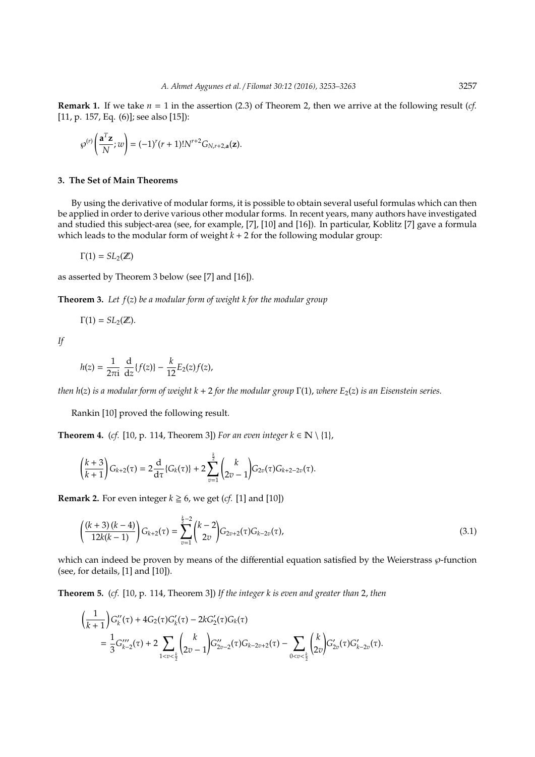**Remark 1.** If we take $n = 1$ in the assertion (2.3) of Theorem 2, then we arrive at the following result (*cf.* [11, p. 157, Eq. (6)]; see also [15]):

$$\wp^{(r)}\left(\frac{\mathbf{a}^T\mathbf{z}}{N}; w\right) = (-1)^r (r+1)! N^{r+2} G_{N,r+2,\mathbf{a}}(\mathbf{z}).$$

## 3. The Set of Main Theorems

By using the derivative of modular forms, it is possible to obtain several useful formulas which can then be applied in order to derive various other modular forms. In recent years, many authors have investigated and studied this subject-area (see, for example, [7], [10] and [16]). In particular, Koblitz [7] gave a formula which leads to the modular form of weight $k+2$ for the following modular group:

$$\Gamma(1) = SL_2(\mathbb{Z})$$

as asserted by Theorem 3 below (see [7] and [16]).

**Theorem 3.** *Let $f(z)$ be a modular form of weight $k$ for the modular group*

$$\Gamma(1) = SL_2(\mathbb{Z}).$$

*If*

$$h(z) = \frac{1}{2\pi \mathrm{i}} \frac{\mathrm{d}}{\mathrm{d}z}\{f(z)\} - \frac{k}{12} E_2(z) f(z),$$

*then $h(z)$ is a modular form of weight $k+2$ for the modular group $\Gamma(1)$, where $E_2(z)$ is an Eisenstein series.*

Rankin [10] proved the following result.

**Theorem 4.** (*cf.* [10, p. 114, Theorem 3]) *For an even integer $k \in \mathbb{N} \setminus \{1\}$,*

$$\left(\frac{k+3}{k+1}\right) G_{k+2}(\tau) = 2\frac{\mathrm{d}}{\mathrm{d}\tau}\{G_k(\tau)\} + 2\sum_{v=1}^{\frac{k}{2}} \binom{k}{2v-1} G_{2v}(\tau) G_{k+2-2v}(\tau).$$

**Remark 2.** For even integer $k \geqq 6$, we get (*cf.* [1] and [10])

$$\left(\frac{(k+3)(k-4)}{12k(k-1)}\right) G_{k+2}(\tau) = \sum_{v=1}^{\frac{k}{2}-2} \binom{k-2}{2v} G_{2v+2}(\tau) G_{k-2v}(\tau), \tag{3.1}$$

which can indeed be proven by means of the differential equation satisfied by the Weierstrass $\wp$-function (see, for details, [1] and [10]).

**Theorem 5.** (*cf.* [10, p. 114, Theorem 3]) *If the integer $k$ is even and greater than 2, then*

$$\begin{aligned}
&\left(\frac{1}{k+1}\right) G_k''(\tau) + 4G_2(\tau) G_k'(\tau) - 2k G_2'(\tau) G_k(\tau) \\
&\quad = \frac{1}{3} G_{k-2}'''(\tau) + 2\sum_{1<v<\frac{k}{2}} \binom{k}{2v-1} G_{2v-2}''(\tau) G_{k-2v+2}(\tau) - \sum_{0<v<\frac{k}{2}} \binom{k}{2v} G_{2v}'(\tau) G_{k-2v}'(\tau).
\end{aligned}$$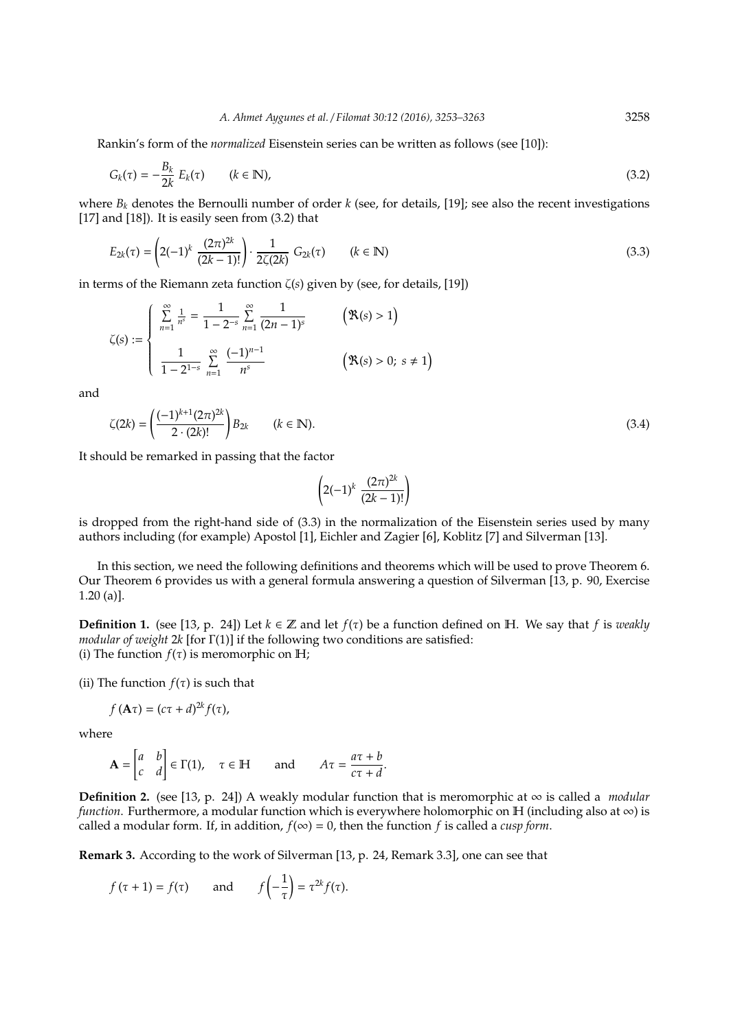Rankin's form of the *normalized* Eisenstein series can be written as follows (see [10]):

$$G_k(\tau) = -\frac{B_k}{2k}\, E_k(\tau) \qquad (k \in \mathbb{N}), \tag{3.2}$$

where $B_k$ denotes the Bernoulli number of order $k$ (see, for details, [19]; see also the recent investigations [17] and [18]). It is easily seen from (3.2) that

$$E_{2k}(\tau) = \left(2(-1)^k\, \frac{(2\pi)^{2k}}{(2k-1)!}\right) \cdot \frac{1}{2\zeta(2k)}\, G_{2k}(\tau) \qquad (k \in \mathbb{N}) \tag{3.3}$$

in terms of the Riemann zeta function $\zeta(s)$ given by (see, for details, [19])

$$\zeta(s) := \begin{cases} \displaystyle\sum_{n=1}^{\infty} \frac{1}{n^s} = \frac{1}{1-2^{-s}} \sum_{n=1}^{\infty} \frac{1}{(2n-1)^s} & \Big(\Re(s) > 1\Big) \\[2ex] \displaystyle\frac{1}{1-2^{1-s}} \sum_{n=1}^{\infty} \frac{(-1)^{n-1}}{n^s} & \Big(\Re(s) > 0;\ s \neq 1\Big) \end{cases}$$

and

$$\zeta(2k) = \left(\frac{(-1)^{k+1}(2\pi)^{2k}}{2 \cdot (2k)!}\right) B_{2k} \qquad (k \in \mathbb{N}). \tag{3.4}$$

It should be remarked in passing that the factor

$$\left(2(-1)^k\, \frac{(2\pi)^{2k}}{(2k-1)!}\right)$$

is dropped from the right-hand side of (3.3) in the normalization of the Eisenstein series used by many authors including (for example) Apostol [1], Eichler and Zagier [6], Koblitz [7] and Silverman [13].

In this section, we need the following definitions and theorems which will be used to prove Theorem 6. Our Theorem 6 provides us with a general formula answering a question of Silverman [13, p. 90, Exercise 1.20 (a)].

**Definition 1.** (see [13, p. 24]) Let $k \in \mathbb{Z}$ and let $f(\tau)$ be a function defined on $\mathbb{H}$. We say that $f$ is *weakly modular of weight* $2k$ [for $\Gamma(1)$] if the following two conditions are satisfied:
(i) The function $f(\tau)$ is meromorphic on $\mathbb{H}$;

(ii) The function $f(\tau)$ is such that

$$f(\mathbf{A}\tau) = (c\tau + d)^{2k} f(\tau),$$

where

$$\mathbf{A} = \begin{bmatrix} a & b \\ c & d \end{bmatrix} \in \Gamma(1), \quad \tau \in \mathbb{H} \qquad \text{and} \qquad A\tau = \frac{a\tau + b}{c\tau + d}.$$

**Definition 2.** (see [13, p. 24]) A weakly modular function that is meromorphic at $\infty$ is called a *modular function*. Furthermore, a modular function which is everywhere holomorphic on $\mathbb{H}$ (including also at $\infty$) is called a modular form. If, in addition, $f(\infty) = 0$, then the function $f$ is called a *cusp form*.

**Remark 3.** According to the work of Silverman [13, p. 24, Remark 3.3], one can see that

$$f(\tau + 1) = f(\tau) \qquad \text{and} \qquad f\left(-\frac{1}{\tau}\right) = \tau^{2k} f(\tau).$$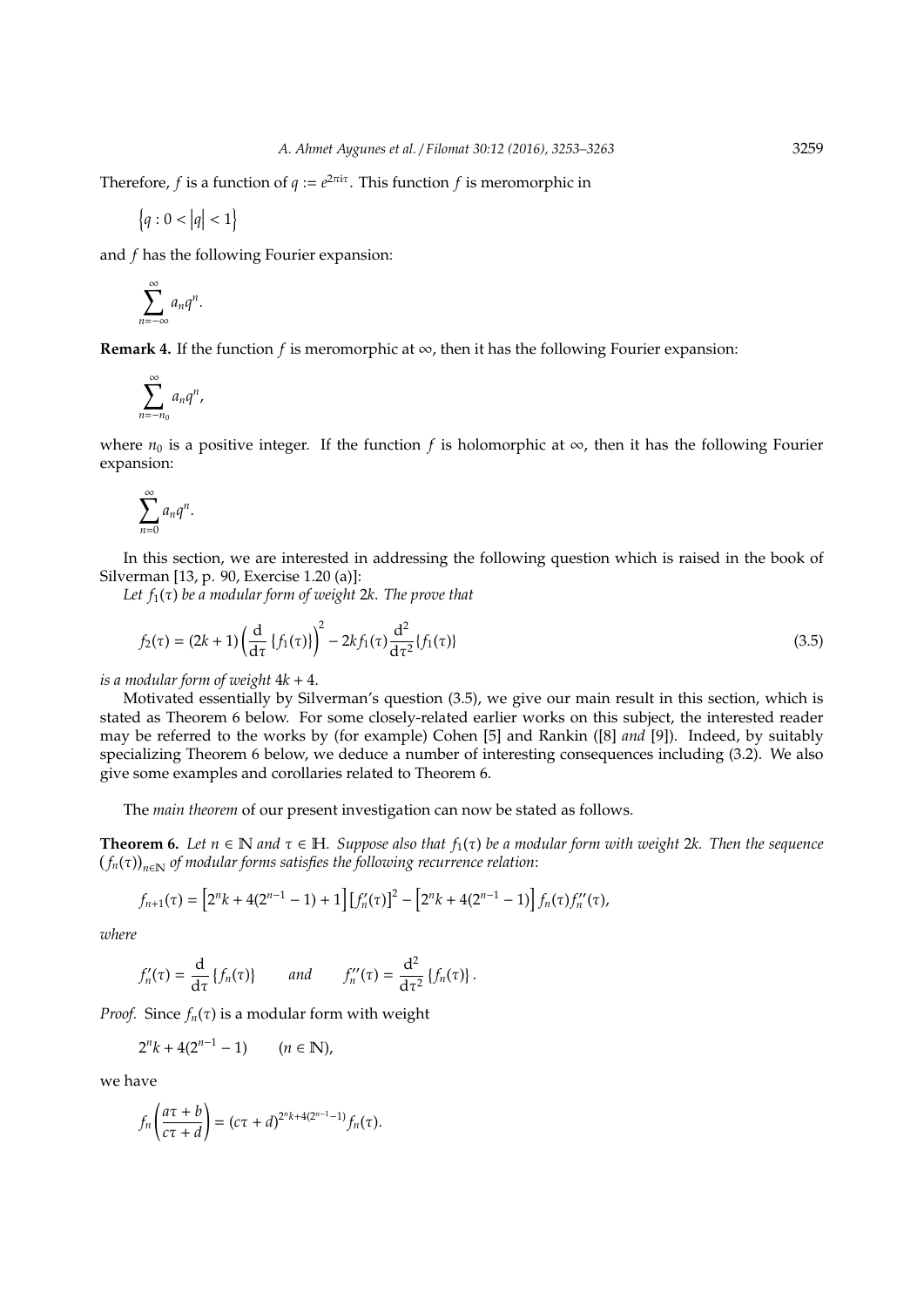Therefore, $f$ is a function of $q := e^{2\pi i \tau}$. This function $f$ is meromorphic in

$$\left\{q : 0 < |q| < 1\right\}$$

and $f$ has the following Fourier expansion:

$$\sum_{n=-\infty}^{\infty} a_n q^n.$$

**Remark 4.** If the function $f$ is meromorphic at $\infty$, then it has the following Fourier expansion:

$$\sum_{n=-n_0}^{\infty} a_n q^n,$$

where $n_0$ is a positive integer. If the function $f$ is holomorphic at $\infty$, then it has the following Fourier expansion:

$$\sum_{n=0}^{\infty} a_n q^n.$$

In this section, we are interested in addressing the following question which is raised in the book of Silverman [13, p. 90, Exercise 1.20 (a)]:

*Let $f_1(\tau)$ be a modular form of weight $2k$. The prove that*

$$f_2(\tau) = (2k+1)\left(\frac{\mathrm{d}}{\mathrm{d}\tau}\{f_1(\tau)\}\right)^2 - 2kf_1(\tau)\frac{\mathrm{d}^2}{\mathrm{d}\tau^2}\{f_1(\tau)\} \tag{3.5}$$

*is a modular form of weight $4k+4$.*

Motivated essentially by Silverman's question (3.5), we give our main result in this section, which is stated as Theorem 6 below. For some closely-related earlier works on this subject, the interested reader may be referred to the works by (for example) Cohen [5] and Rankin ([8] *and* [9]). Indeed, by suitably specializing Theorem 6 below, we deduce a number of interesting consequences including (3.2). We also give some examples and corollaries related to Theorem 6.

The *main theorem* of our present investigation can now be stated as follows.

**Theorem 6.** *Let $n \in \mathbb{N}$ and $\tau \in \mathbb{H}$. Suppose also that $f_1(\tau)$ be a modular form with weight $2k$. Then the sequence $(f_n(\tau))_{n\in\mathbb{N}}$ of modular forms satisfies the following recurrence relation*:

$$f_{n+1}(\tau) = \left[2^n k + 4(2^{n-1}-1) + 1\right]\left[f_n'(\tau)\right]^2 - \left[2^n k + 4(2^{n-1}-1)\right] f_n(\tau) f_n''(\tau),$$

*where*

$$f_n'(\tau) = \frac{\mathrm{d}}{\mathrm{d}\tau}\{f_n(\tau)\} \qquad \textit{and} \qquad f_n''(\tau) = \frac{\mathrm{d}^2}{\mathrm{d}\tau^2}\{f_n(\tau)\}.$$

*Proof.* Since $f_n(\tau)$ is a modular form with weight

$$2^n k + 4(2^{n-1}-1) \qquad (n \in \mathbb{N}),$$

we have

$$f_n\left(\frac{a\tau+b}{c\tau+d}\right) = (c\tau+d)^{2^n k + 4(2^{n-1}-1)} f_n(\tau).$$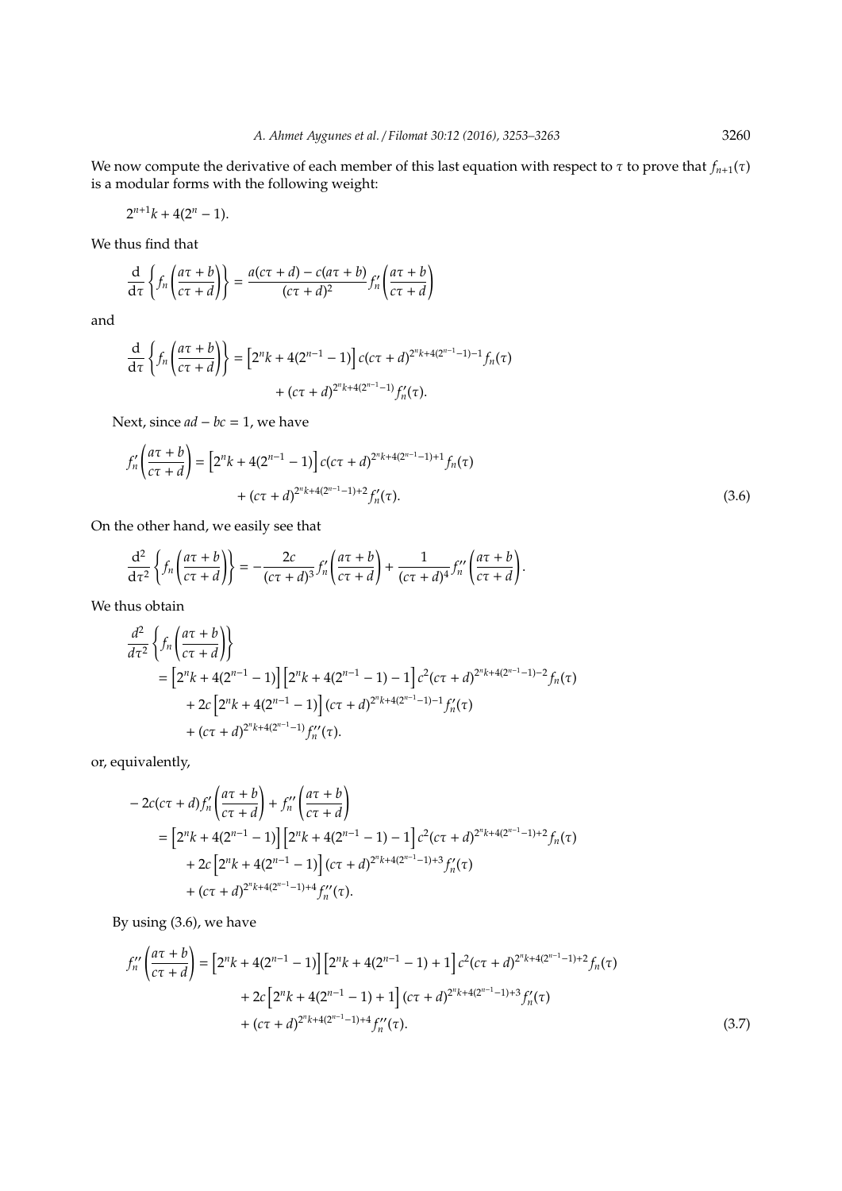We now compute the derivative of each member of this last equation with respect to $\tau$ to prove that $f_{n+1}(\tau)$ is a modular forms with the following weight:

$$2^{n+1}k + 4(2^n - 1).$$

We thus find that

$$\frac{\mathrm{d}}{\mathrm{d}\tau}\left\{f_n\left(\frac{a\tau+b}{c\tau+d}\right)\right\} = \frac{a(c\tau+d)-c(a\tau+b)}{(c\tau+d)^2} f_n'\left(\frac{a\tau+b}{c\tau+d}\right)$$

and

$$\begin{aligned}\frac{\mathrm{d}}{\mathrm{d}\tau}\left\{f_n\left(\frac{a\tau+b}{c\tau+d}\right)\right\} &= \left[2^n k + 4(2^{n-1}-1)\right] c(c\tau+d)^{2^n k+4(2^{n-1}-1)-1} f_n(\tau) \\ &\quad + (c\tau+d)^{2^n k+4(2^{n-1}-1)} f_n'(\tau).\end{aligned}$$

Next, since $ad - bc = 1$, we have

$$\begin{aligned}f_n'\left(\frac{a\tau+b}{c\tau+d}\right) &= \left[2^n k + 4(2^{n-1}-1)\right] c(c\tau+d)^{2^n k+4(2^{n-1}-1)+1} f_n(\tau) \\ &\quad + (c\tau+d)^{2^n k+4(2^{n-1}-1)+2} f_n'(\tau).\end{aligned} \tag{3.6}$$

On the other hand, we easily see that

$$\frac{\mathrm{d}^2}{\mathrm{d}\tau^2}\left\{f_n\left(\frac{a\tau+b}{c\tau+d}\right)\right\} = -\frac{2c}{(c\tau+d)^3} f_n'\left(\frac{a\tau+b}{c\tau+d}\right) + \frac{1}{(c\tau+d)^4} f_n''\left(\frac{a\tau+b}{c\tau+d}\right).$$

We thus obtain

$$\begin{aligned}&\frac{d^2}{d\tau^2}\left\{f_n\left(\frac{a\tau+b}{c\tau+d}\right)\right\} \\ &\quad = \left[2^n k + 4(2^{n-1}-1)\right]\left[2^n k + 4(2^{n-1}-1) - 1\right] c^2 (c\tau+d)^{2^n k+4(2^{n-1}-1)-2} f_n(\tau) \\ &\qquad + 2c\left[2^n k + 4(2^{n-1}-1)\right](c\tau+d)^{2^n k+4(2^{n-1}-1)-1} f_n'(\tau) \\ &\qquad + (c\tau+d)^{2^n k+4(2^{n-1}-1)} f_n''(\tau).\end{aligned}$$

or, equivalently,

$$\begin{aligned}&-2c(c\tau+d) f_n'\left(\frac{a\tau+b}{c\tau+d}\right) + f_n''\left(\frac{a\tau+b}{c\tau+d}\right) \\ &\quad = \left[2^n k + 4(2^{n-1}-1)\right]\left[2^n k + 4(2^{n-1}-1) - 1\right] c^2 (c\tau+d)^{2^n k+4(2^{n-1}-1)+2} f_n(\tau) \\ &\qquad + 2c\left[2^n k + 4(2^{n-1}-1)\right](c\tau+d)^{2^n k+4(2^{n-1}-1)+3} f_n'(\tau) \\ &\qquad + (c\tau+d)^{2^n k+4(2^{n-1}-1)+4} f_n''(\tau).\end{aligned}$$

By using (3.6), we have

$$\begin{aligned}f_n''\left(\frac{a\tau+b}{c\tau+d}\right) &= \left[2^n k + 4(2^{n-1}-1)\right]\left[2^n k + 4(2^{n-1}-1) + 1\right] c^2 (c\tau+d)^{2^n k+4(2^{n-1}-1)+2} f_n(\tau) \\ &\quad + 2c\left[2^n k + 4(2^{n-1}-1) + 1\right](c\tau+d)^{2^n k+4(2^{n-1}-1)+3} f_n'(\tau) \\ &\quad + (c\tau+d)^{2^n k+4(2^{n-1}-1)+4} f_n''(\tau).\end{aligned} \tag{3.7}$$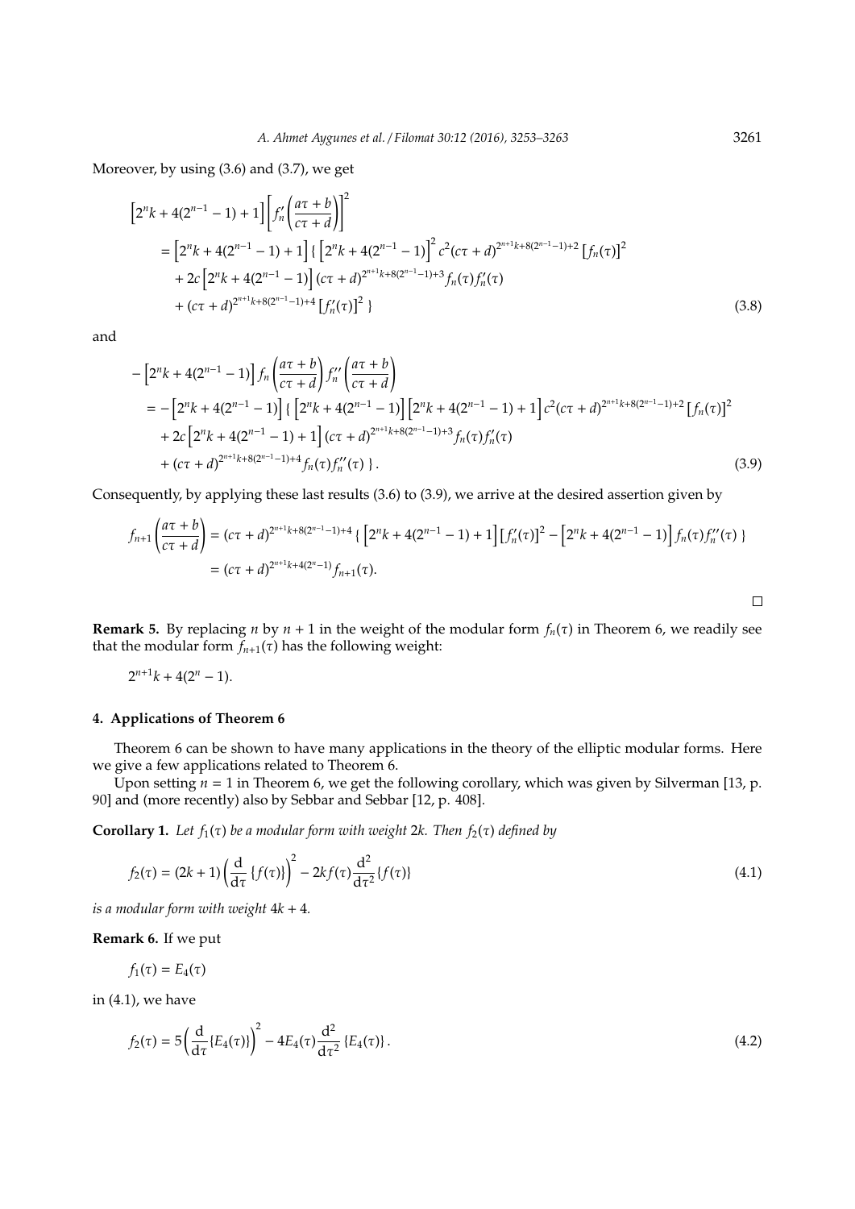Moreover, by using (3.6) and (3.7), we get

$$\begin{aligned}
&\left[2^n k + 4(2^{n-1} - 1) + 1\right]\left[f_n'\left(\frac{a\tau + b}{c\tau + d}\right)\right]^2 \\
&= \left[2^n k + 4(2^{n-1} - 1) + 1\right]\{\left[2^n k + 4(2^{n-1} - 1)\right]^2 c^2 (c\tau + d)^{2^{n+1}k + 8(2^{n-1}-1)+2}\left[f_n(\tau)\right]^2 \\
&\quad + 2c\left[2^n k + 4(2^{n-1} - 1)\right](c\tau + d)^{2^{n+1}k + 8(2^{n-1}-1)+3} f_n(\tau) f_n'(\tau) \\
&\quad + (c\tau + d)^{2^{n+1}k + 8(2^{n-1}-1)+4}\left[f_n'(\tau)\right]^2 \}
\end{aligned} \tag{3.8}$$

and

$$\begin{aligned}
&-\left[2^n k + 4(2^{n-1} - 1)\right] f_n\left(\frac{a\tau + b}{c\tau + d}\right) f_n''\left(\frac{a\tau + b}{c\tau + d}\right) \\
&= -\left[2^n k + 4(2^{n-1} - 1)\right]\{\left[2^n k + 4(2^{n-1} - 1)\right]\left[2^n k + 4(2^{n-1} - 1) + 1\right] c^2 (c\tau + d)^{2^{n+1}k + 8(2^{n-1}-1)+2}\left[f_n(\tau)\right]^2 \\
&\quad + 2c\left[2^n k + 4(2^{n-1} - 1) + 1\right](c\tau + d)^{2^{n+1}k + 8(2^{n-1}-1)+3} f_n(\tau) f_n'(\tau) \\
&\quad + (c\tau + d)^{2^{n+1}k + 8(2^{n-1}-1)+4} f_n(\tau) f_n''(\tau) \}.
\end{aligned} \tag{3.9}$$

Consequently, by applying these last results (3.6) to (3.9), we arrive at the desired assertion given by

$$\begin{aligned}
f_{n+1}\left(\frac{a\tau + b}{c\tau + d}\right) &= (c\tau + d)^{2^{n+1}k + 8(2^{n-1}-1)+4}\{\left[2^n k + 4(2^{n-1} - 1) + 1\right]\left[f_n'(\tau)\right]^2 - \left[2^n k + 4(2^{n-1} - 1)\right] f_n(\tau) f_n''(\tau) \} \\
&= (c\tau + d)^{2^{n+1}k + 4(2^n - 1)} f_{n+1}(\tau).
\end{aligned}$$

□

**Remark 5.** By replacing $n$ by $n + 1$ in the weight of the modular form $f_n(\tau)$ in Theorem 6, we readily see that the modular form $f_{n+1}(\tau)$ has the following weight:

$$2^{n+1}k + 4(2^n - 1).$$

## 4. Applications of Theorem 6

Theorem 6 can be shown to have many applications in the theory of the elliptic modular forms. Here we give a few applications related to Theorem 6.

Upon setting $n = 1$ in Theorem 6, we get the following corollary, which was given by Silverman [13, p. 90] and (more recently) also by Sebbar and Sebbar [12, p. 408].

**Corollary 1.** *Let $f_1(\tau)$ be a modular form with weight $2k$. Then $f_2(\tau)$ defined by*

$$f_2(\tau) = (2k + 1)\left(\frac{\mathrm{d}}{\mathrm{d}\tau}\{f(\tau)\}\right)^2 - 2k f(\tau)\frac{\mathrm{d}^2}{\mathrm{d}\tau^2}\{f(\tau)\} \tag{4.1}$$

*is a modular form with weight $4k + 4$.*

**Remark 6.** If we put

$$f_1(\tau) = E_4(\tau)$$

in (4.1), we have

$$f_2(\tau) = 5\left(\frac{\mathrm{d}}{\mathrm{d}\tau}\{E_4(\tau)\}\right)^2 - 4E_4(\tau)\frac{\mathrm{d}^2}{\mathrm{d}\tau^2}\{E_4(\tau)\}. \tag{4.2}$$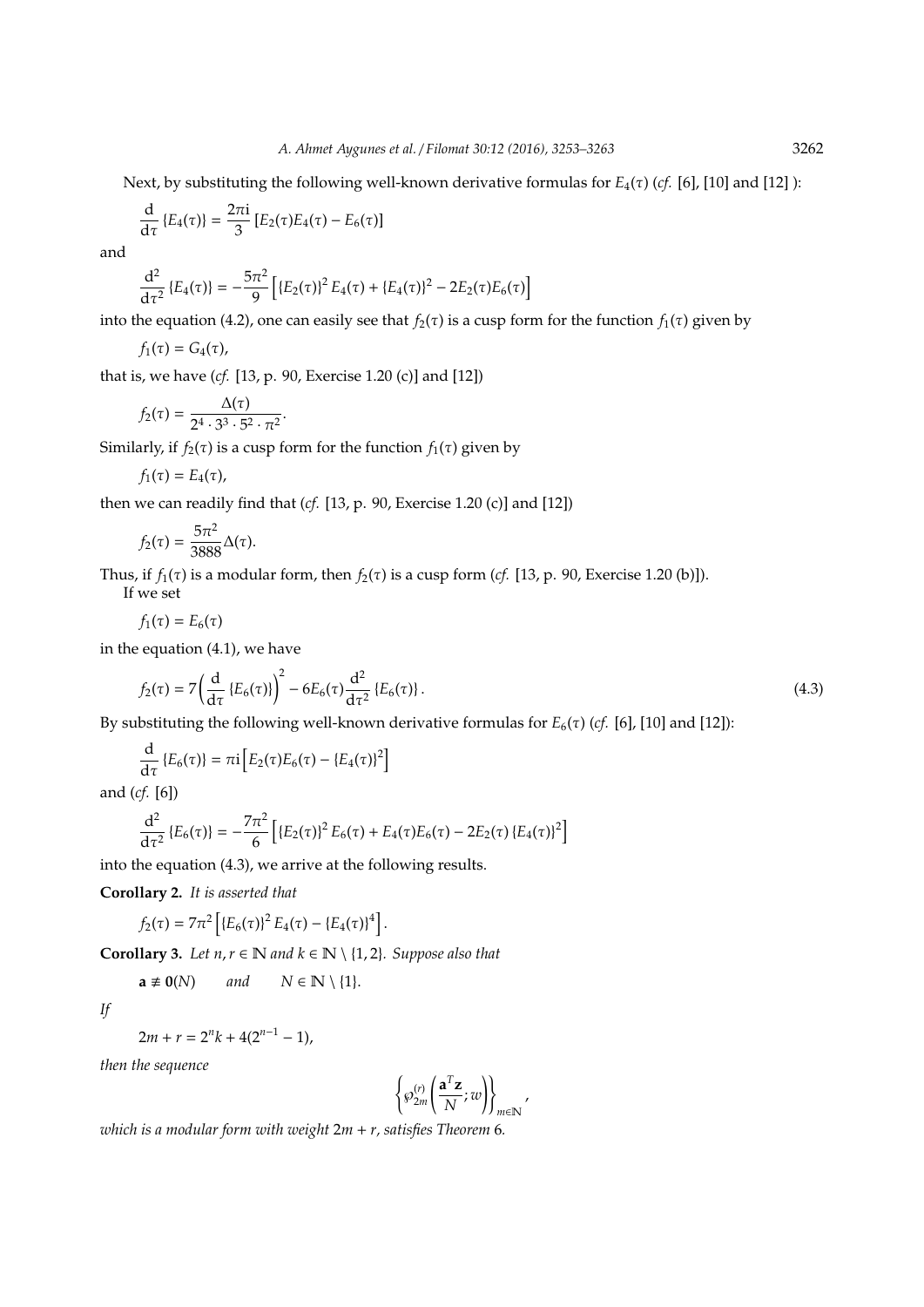Next, by substituting the following well-known derivative formulas for $E_4(\tau)$ (*cf.* [6], [10] and [12] ):

$$\frac{\mathrm{d}}{\mathrm{d}\tau}\left\{E_4(\tau)\right\} = \frac{2\pi \mathrm{i}}{3}\left[E_2(\tau)E_4(\tau) - E_6(\tau)\right]$$

and

$$\frac{\mathrm{d}^2}{\mathrm{d}\tau^2}\left\{E_4(\tau)\right\} = -\frac{5\pi^2}{9}\left[\left\{E_2(\tau)\right\}^2 E_4(\tau) + \left\{E_4(\tau)\right\}^2 - 2E_2(\tau)E_6(\tau)\right]$$

into the equation (4.2), one can easily see that $f_2(\tau)$ is a cusp form for the function $f_1(\tau)$ given by

$$f_1(\tau) = G_4(\tau),$$

that is, we have (*cf.* [13, p. 90, Exercise 1.20 (c)] and [12])

$$f_2(\tau) = \frac{\Delta(\tau)}{2^4 \cdot 3^3 \cdot 5^2 \cdot \pi^2}.$$

Similarly, if $f_2(\tau)$ is a cusp form for the function $f_1(\tau)$ given by

$$f_1(\tau) = E_4(\tau),$$

then we can readily find that (*cf.* [13, p. 90, Exercise 1.20 (c)] and [12])

$$f_2(\tau) = \frac{5\pi^2}{3888}\Delta(\tau).$$

Thus, if $f_1(\tau)$ is a modular form, then $f_2(\tau)$ is a cusp form (*cf.* [13, p. 90, Exercise 1.20 (b)]).

If we set

$$f_1(\tau) = E_6(\tau)$$

in the equation (4.1), we have

$$f_2(\tau) = 7\left(\frac{\mathrm{d}}{\mathrm{d}\tau}\left\{E_6(\tau)\right\}\right)^2 - 6E_6(\tau)\frac{\mathrm{d}^2}{\mathrm{d}\tau^2}\left\{E_6(\tau)\right\}. \tag{4.3}$$

By substituting the following well-known derivative formulas for $E_6(\tau)$ (*cf.* [6], [10] and [12]):

$$\frac{\mathrm{d}}{\mathrm{d}\tau}\left\{E_6(\tau)\right\} = \pi \mathrm{i}\left[E_2(\tau)E_6(\tau) - \left\{E_4(\tau)\right\}^2\right]$$

and (*cf.* [6])

$$\frac{\mathrm{d}^2}{\mathrm{d}\tau^2}\left\{E_6(\tau)\right\} = -\frac{7\pi^2}{6}\left[\left\{E_2(\tau)\right\}^2 E_6(\tau) + E_4(\tau)E_6(\tau) - 2E_2(\tau)\left\{E_4(\tau)\right\}^2\right]$$

into the equation (4.3), we arrive at the following results.

**Corollary 2.** *It is asserted that*

$$f_2(\tau) = 7\pi^2\left[\left\{E_6(\tau)\right\}^2 E_4(\tau) - \left\{E_4(\tau)\right\}^4\right].$$

**Corollary 3.** *Let* $n, r \in \mathbb{N}$ *and* $k \in \mathbb{N} \setminus \{1, 2\}$*. Suppose also that*

$$\mathbf{a} \not\equiv \mathbf{0}(N) \qquad \text{and} \qquad N \in \mathbb{N} \setminus \{1\}.$$

*If*

$$2m + r = 2^n k + 4(2^{n-1} - 1),$$

*then the sequence*

$$\left\{\wp_{2m}^{(r)}\left(\frac{\mathbf{a}^T\mathbf{z}}{N}; w\right)\right\}_{m \in \mathbb{N}},$$

*which is a modular form with weight* $2m + r$*, satisfies Theorem* 6*.*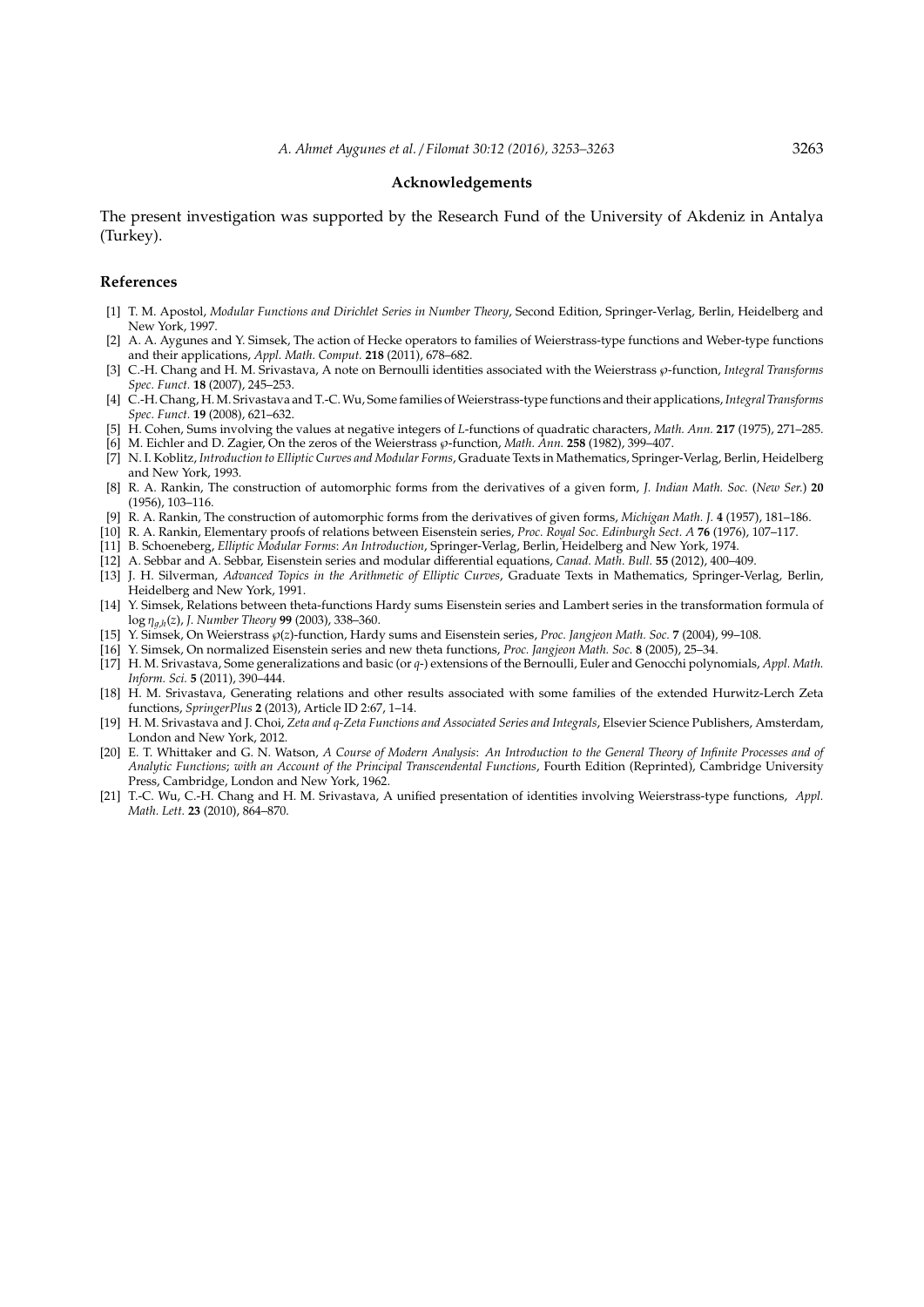## Acknowledgements

The present investigation was supported by the Research Fund of the University of Akdeniz in Antalya (Turkey).

## References

[1] T. M. Apostol, *Modular Functions and Dirichlet Series in Number Theory*, Second Edition, Springer-Verlag, Berlin, Heidelberg and New York, 1997.

[2] A. A. Aygunes and Y. Simsek, The action of Hecke operators to families of Weierstrass-type functions and Weber-type functions and their applications, *Appl. Math. Comput.* **218** (2011), 678–682.

[3] C.-H. Chang and H. M. Srivastava, A note on Bernoulli identities associated with the Weierstrass $\wp$-function, *Integral Transforms Spec. Funct.* **18** (2007), 245–253.

[4] C.-H. Chang, H. M. Srivastava and T.-C. Wu, Some families of Weierstrass-type functions and their applications, *Integral Transforms Spec. Funct.* **19** (2008), 621–632.

[5] H. Cohen, Sums involving the values at negative integers of *L*-functions of quadratic characters, *Math. Ann.* **217** (1975), 271–285.

[6] M. Eichler and D. Zagier, On the zeros of the Weierstrass $\wp$-function, *Math. Ann.* **258** (1982), 399–407.

[7] N. I. Koblitz, *Introduction to Elliptic Curves and Modular Forms*, Graduate Texts in Mathematics, Springer-Verlag, Berlin, Heidelberg and New York, 1993.

[8] R. A. Rankin, The construction of automorphic forms from the derivatives of a given form, *J. Indian Math. Soc.* (*New Ser.*) **20** (1956), 103–116.

[9] R. A. Rankin, The construction of automorphic forms from the derivatives of given forms, *Michigan Math. J.* **4** (1957), 181–186.

[10] R. A. Rankin, Elementary proofs of relations between Eisenstein series, *Proc. Royal Soc. Edinburgh Sect. A* **76** (1976), 107–117.

[11] B. Schoeneberg, *Elliptic Modular Forms*: *An Introduction*, Springer-Verlag, Berlin, Heidelberg and New York, 1974.

[12] A. Sebbar and A. Sebbar, Eisenstein series and modular differential equations, *Canad. Math. Bull.* **55** (2012), 400–409.

[13] J. H. Silverman, *Advanced Topics in the Arithmetic of Elliptic Curves*, Graduate Texts in Mathematics, Springer-Verlag, Berlin, Heidelberg and New York, 1991.

[14] Y. Simsek, Relations between theta-functions Hardy sums Eisenstein series and Lambert series in the transformation formula of $\log \eta_{g,h}(z)$, *J. Number Theory* **99** (2003), 338–360.

[15] Y. Simsek, On Weierstrass $\wp(z)$-function, Hardy sums and Eisenstein series, *Proc. Jangjeon Math. Soc.* **7** (2004), 99–108.

[16] Y. Simsek, On normalized Eisenstein series and new theta functions, *Proc. Jangjeon Math. Soc.* **8** (2005), 25–34.

[17] H. M. Srivastava, Some generalizations and basic (or $q$-) extensions of the Bernoulli, Euler and Genocchi polynomials, *Appl. Math. Inform. Sci.* **5** (2011), 390–444.

[18] H. M. Srivastava, Generating relations and other results associated with some families of the extended Hurwitz-Lerch Zeta functions, *SpringerPlus* **2** (2013), Article ID 2:67, 1–14.

[19] H. M. Srivastava and J. Choi, *Zeta and q-Zeta Functions and Associated Series and Integrals*, Elsevier Science Publishers, Amsterdam, London and New York, 2012.

[20] E. T. Whittaker and G. N. Watson, *A Course of Modern Analysis*: *An Introduction to the General Theory of Infinite Processes and of Analytic Functions*; *with an Account of the Principal Transcendental Functions*, Fourth Edition (Reprinted), Cambridge University Press, Cambridge, London and New York, 1962.

[21] T.-C. Wu, C.-H. Chang and H. M. Srivastava, A unified presentation of identities involving Weierstrass-type functions, *Appl. Math. Lett.* **23** (2010), 864–870.